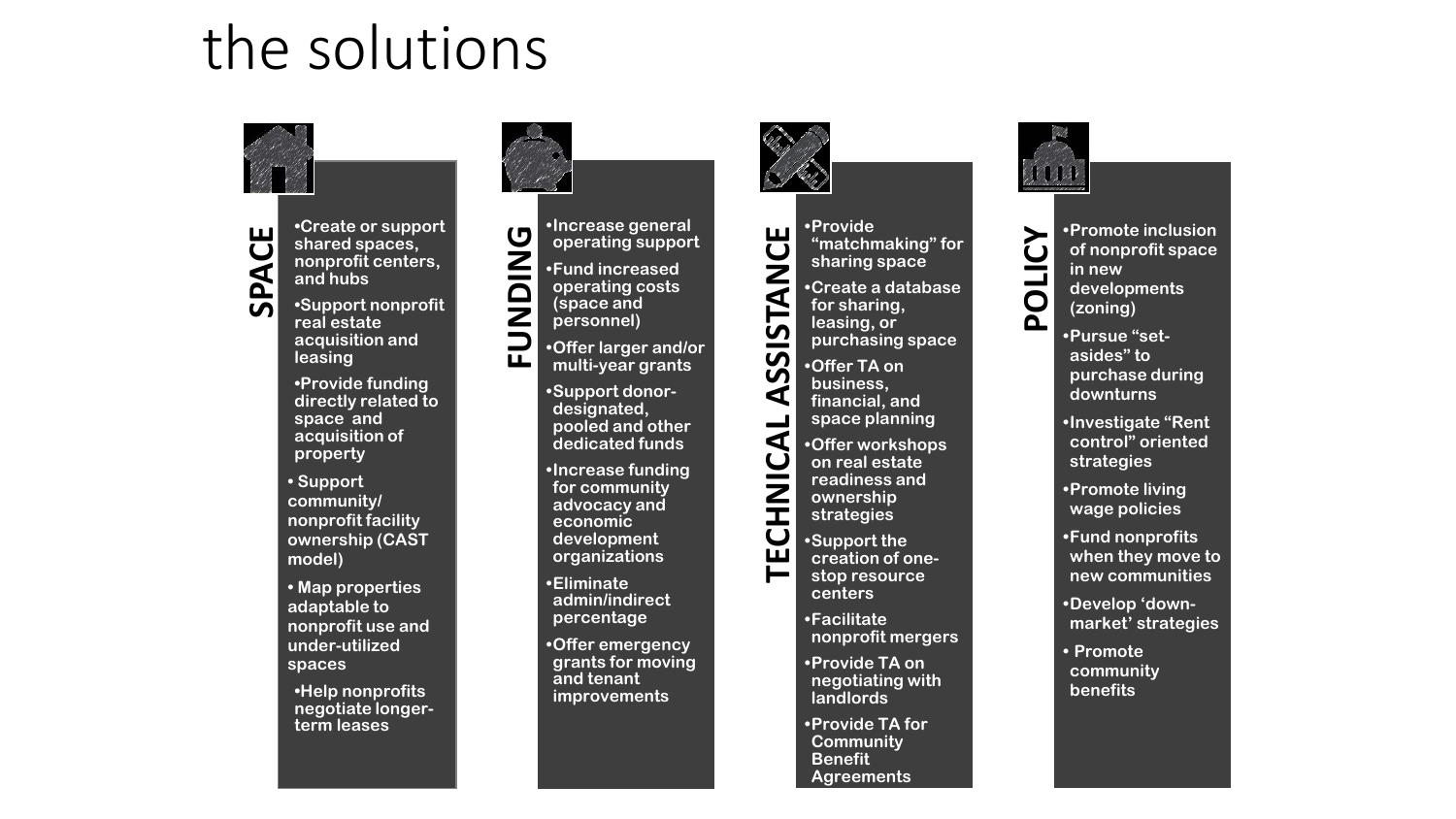# the solutions

## SPACE

- Create or support shared spaces, nonprofit centers, and hubs
- Support nonprofit real estate acquisition and leasing
- Provide funding directly related to space and acquisition of property
- Support community/ nonprofit facility ownership (CAST model)
- Map properties adaptable to nonprofit use and under-utilized spaces
- Help nonprofits negotiate longer-term leases

## FUNDING

- Increase general operating support
- Fund increased operating costs (space and personnel)
- Offer larger and/or multi-year grants
- Support donor-designated, pooled and other dedicated funds
- Increase funding for community advocacy and economic development organizations
- Eliminate admin/indirect percentage
- Offer emergency grants for moving and tenant improvements

## TECHNICAL ASSISTANCE

- Provide "matchmaking" for sharing space
- Create a database for sharing, leasing, or purchasing space
- Offer TA on business, financial, and space planning
- Offer workshops on real estate readiness and ownership strategies
- Support the creation of one-stop resource centers
- Facilitate nonprofit mergers
- Provide TA on negotiating with landlords
- Provide TA for Community Benefit Agreements

## POLICY

- Promote inclusion of nonprofit space in new developments (zoning)
- Pursue "set-asides" to purchase during downturns
- Investigate "Rent control" oriented strategies
- Promote living wage policies
- Fund nonprofits when they move to new communities
- Develop 'down-market' strategies
- Promote community benefits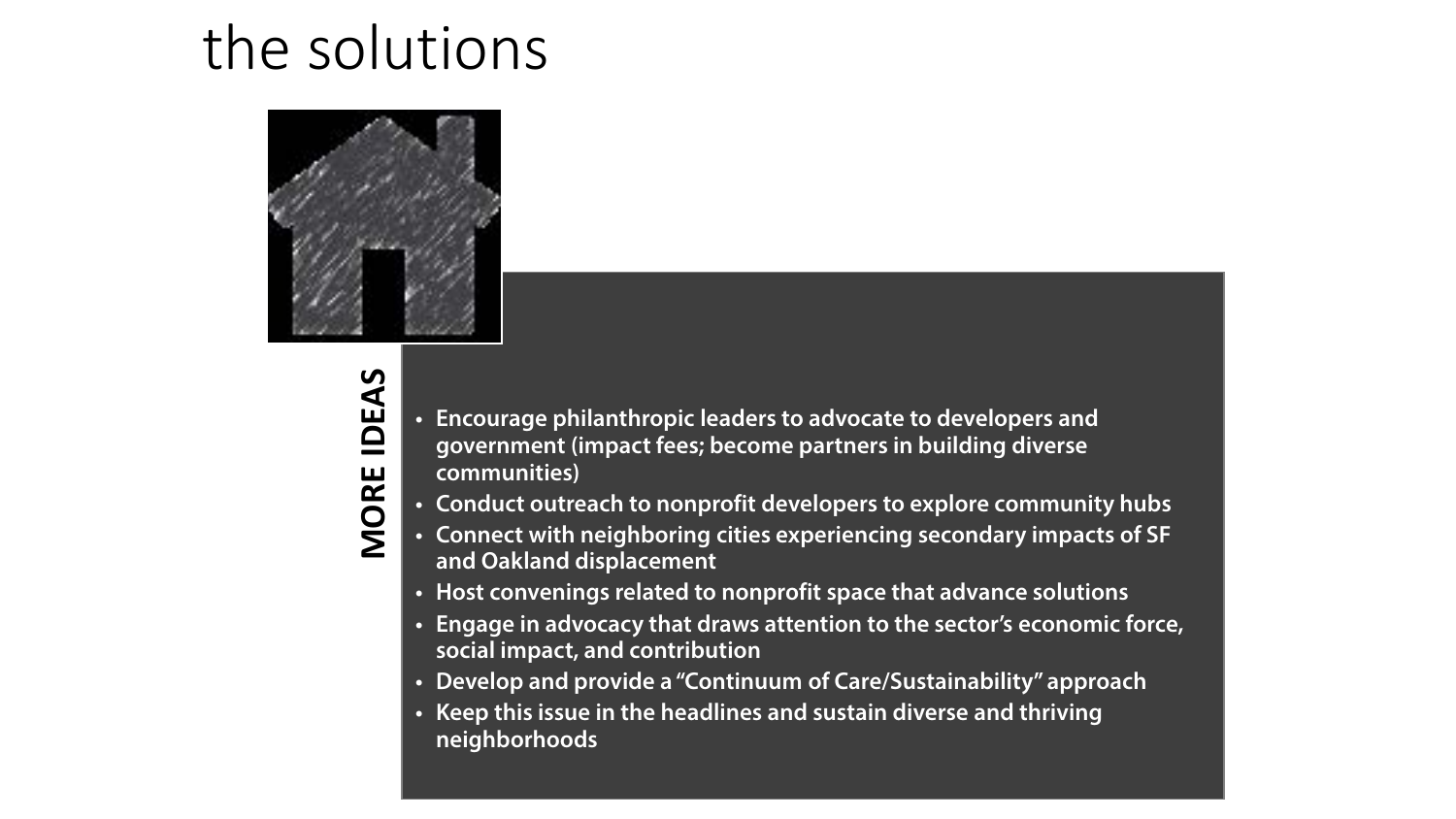# the solutions

**MORE IDEAS**

- **Encourage philanthropic leaders to advocate to developers and government (impact fees; become partners in building diverse communities)**
- **Conduct outreach to nonprofit developers to explore community hubs**
- **Connect with neighboring cities experiencing secondary impacts of SF and Oakland displacement**
- **Host convenings related to nonprofit space that advance solutions**
- **Engage in advocacy that draws attention to the sector's economic force, social impact, and contribution**
- **Develop and provide a "Continuum of Care/Sustainability" approach**
- **Keep this issue in the headlines and sustain diverse and thriving neighborhoods**